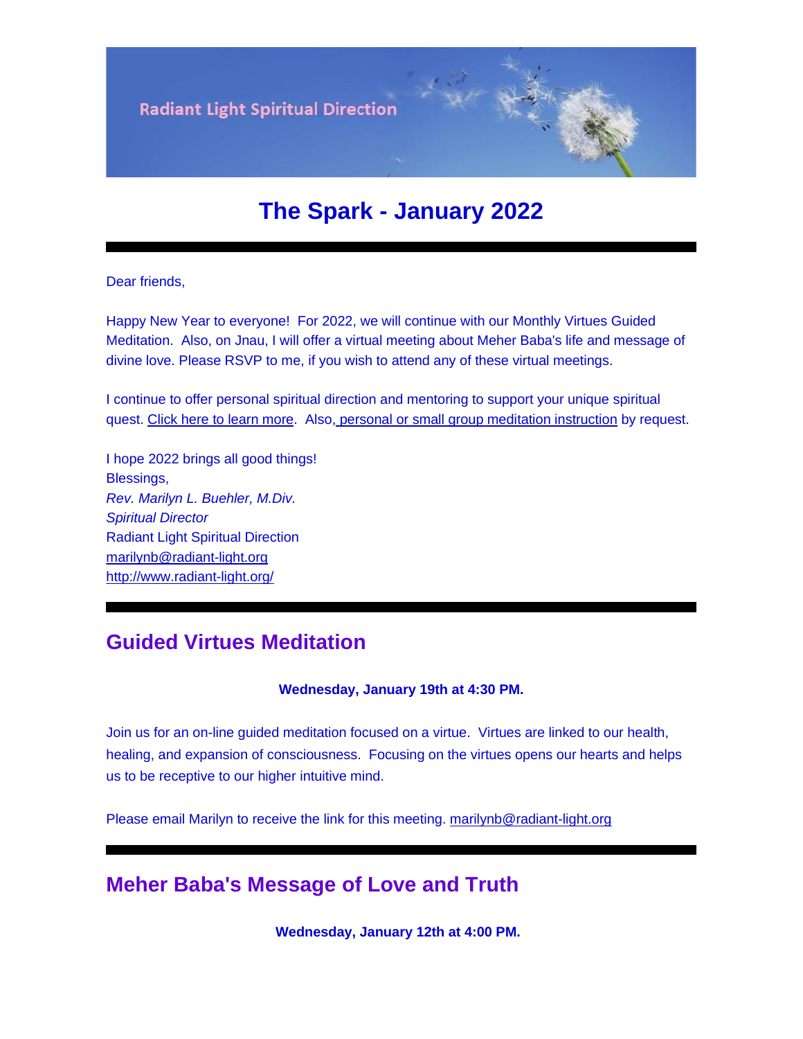Radiant Light Spiritual Direction

# The Spark - January 2022

Dear friends,

Happy New Year to everyone! For 2022, we will continue with our Monthly Virtues Guided Meditation. Also, on Jnau, I will offer a virtual meeting about Meher Baba's life and message of divine love. Please RSVP to me, if you wish to attend any of these virtual meetings.

I continue to offer personal spiritual direction and mentoring to support your unique spiritual quest. Click here to learn more. Also, personal or small group meditation instruction by request.

I hope 2022 brings all good things!
Blessings,
*Rev. Marilyn L. Buehler, M.Div.*
*Spiritual Director*
Radiant Light Spiritual Direction
marilynb@radiant-light.org
http://www.radiant-light.org/

## Guided Virtues Meditation

**Wednesday, January 19th at 4:30 PM.**

Join us for an on-line guided meditation focused on a virtue. Virtues are linked to our health, healing, and expansion of consciousness. Focusing on the virtues opens our hearts and helps us to be receptive to our higher intuitive mind.

Please email Marilyn to receive the link for this meeting. marilynb@radiant-light.org

## Meher Baba's Message of Love and Truth

**Wednesday, January 12th at 4:00 PM.**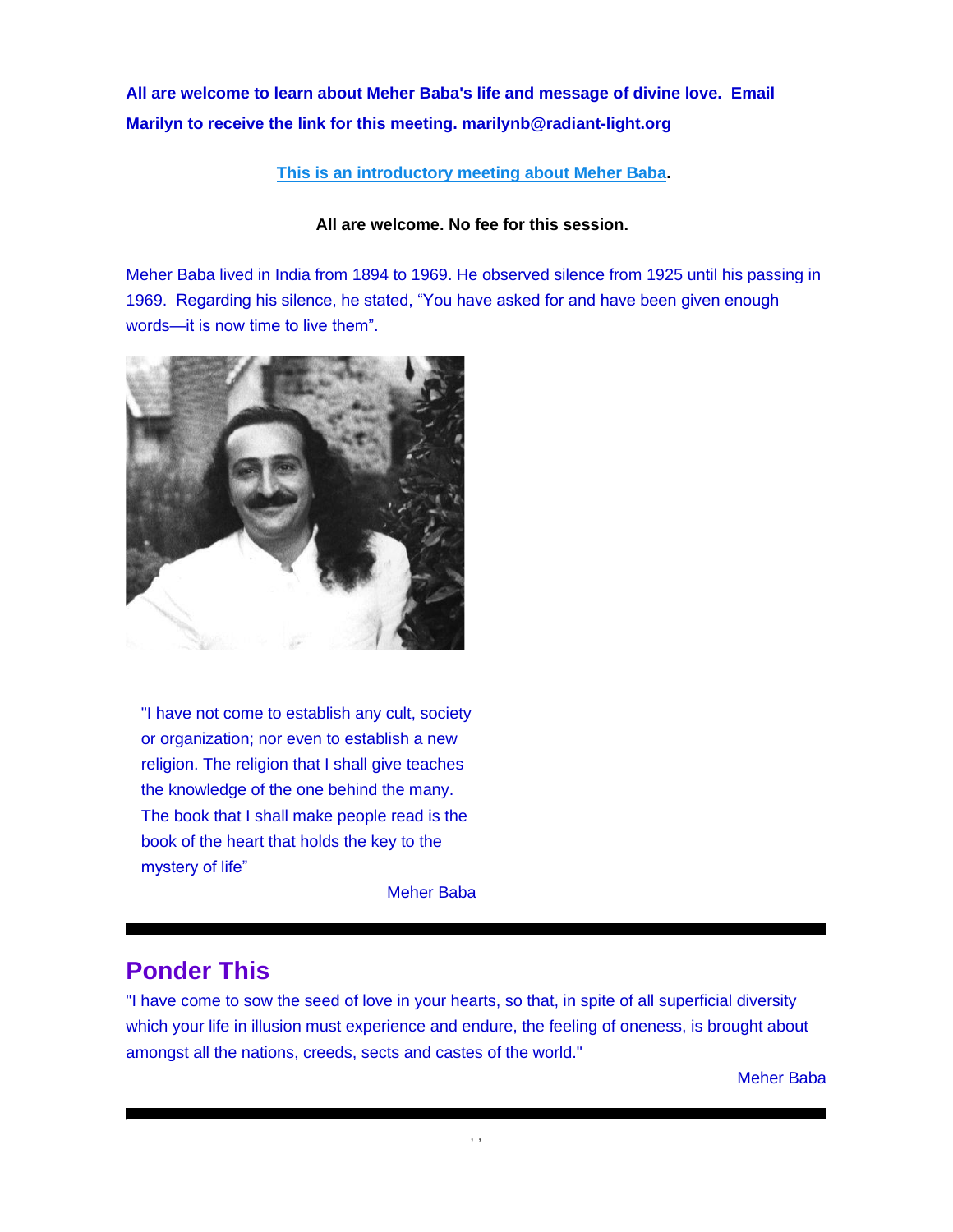**All are welcome to learn about Meher Baba's life and message of divine love. Email Marilyn to receive the link for this meeting. marilynb@radiant-light.org**

**[This is an introductory meeting about Meher Baba](#).**

**All are welcome. No fee for this session.**

Meher Baba lived in India from 1894 to 1969. He observed silence from 1925 until his passing in 1969. Regarding his silence, he stated, "You have asked for and have been given enough words—it is now time to live them".

"I have not come to establish any cult, society or organization; nor even to establish a new religion. The religion that I shall give teaches the knowledge of the one behind the many. The book that I shall make people read is the book of the heart that holds the key to the mystery of life"

Meher Baba

---

## Ponder This

"I have come to sow the seed of love in your hearts, so that, in spite of all superficial diversity which your life in illusion must experience and endure, the feeling of oneness, is brought about amongst all the nations, creeds, sects and castes of the world."

Meher Baba

---